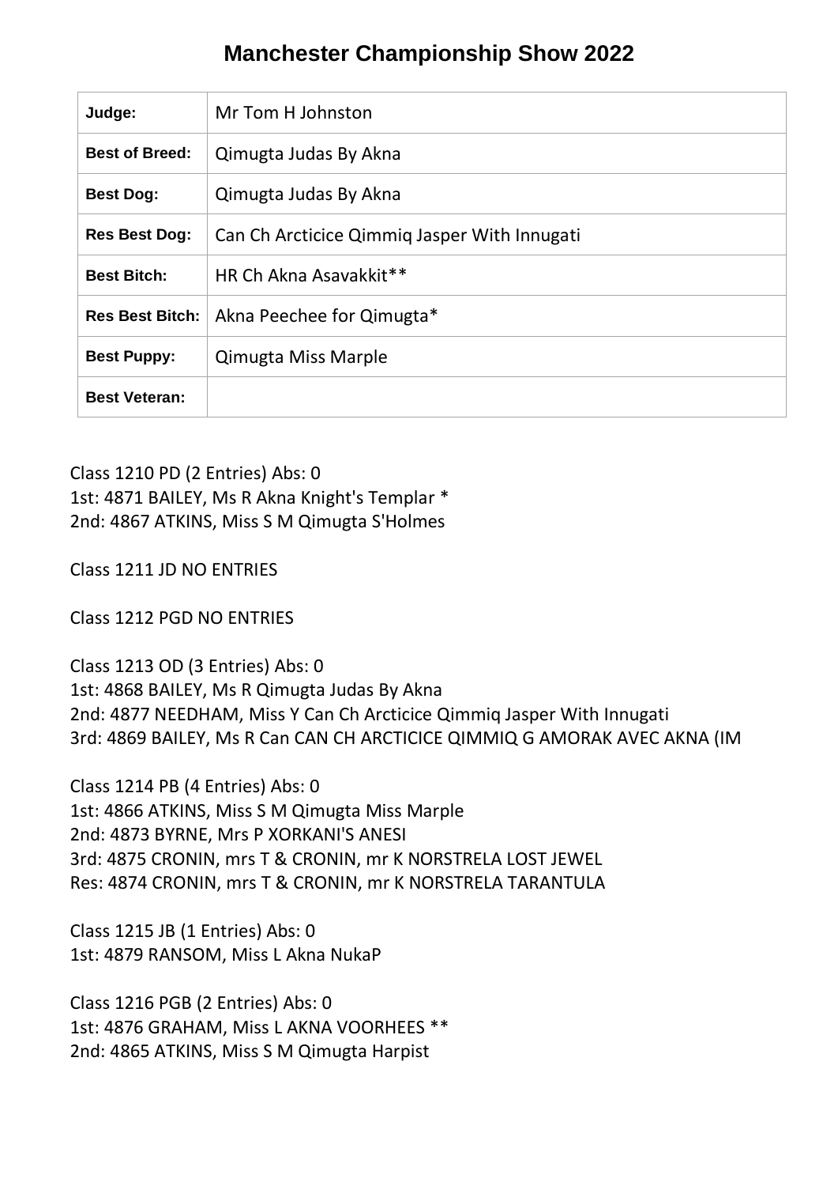# Manchester Championship Show 2022

| Judge: | Mr Tom H Johnston |
|---|---|
| Best of Breed: | Qimugta Judas By Akna |
| Best Dog: | Qimugta Judas By Akna |
| Res Best Dog: | Can Ch Arcticice Qimmiq Jasper With Innugati |
| Best Bitch: | HR Ch Akna Asavakkit** |
| Res Best Bitch: | Akna Peechee for Qimugta* |
| Best Puppy: | Qimugta Miss Marple |
| Best Veteran: | |

Class 1210 PD (2 Entries) Abs: 0
1st: 4871 BAILEY, Ms R Akna Knight's Templar *
2nd: 4867 ATKINS, Miss S M Qimugta S'Holmes

Class 1211 JD NO ENTRIES

Class 1212 PGD NO ENTRIES

Class 1213 OD (3 Entries) Abs: 0
1st: 4868 BAILEY, Ms R Qimugta Judas By Akna
2nd: 4877 NEEDHAM, Miss Y Can Ch Arcticice Qimmiq Jasper With Innugati
3rd: 4869 BAILEY, Ms R Can CAN CH ARCTICICE QIMMIQ G AMORAK AVEC AKNA (IM

Class 1214 PB (4 Entries) Abs: 0
1st: 4866 ATKINS, Miss S M Qimugta Miss Marple
2nd: 4873 BYRNE, Mrs P XORKANI'S ANESI
3rd: 4875 CRONIN, mrs T & CRONIN, mr K NORSTRELA LOST JEWEL
Res: 4874 CRONIN, mrs T & CRONIN, mr K NORSTRELA TARANTULA

Class 1215 JB (1 Entries) Abs: 0
1st: 4879 RANSOM, Miss L Akna NukaP

Class 1216 PGB (2 Entries) Abs: 0
1st: 4876 GRAHAM, Miss L AKNA VOORHEES **
2nd: 4865 ATKINS, Miss S M Qimugta Harpist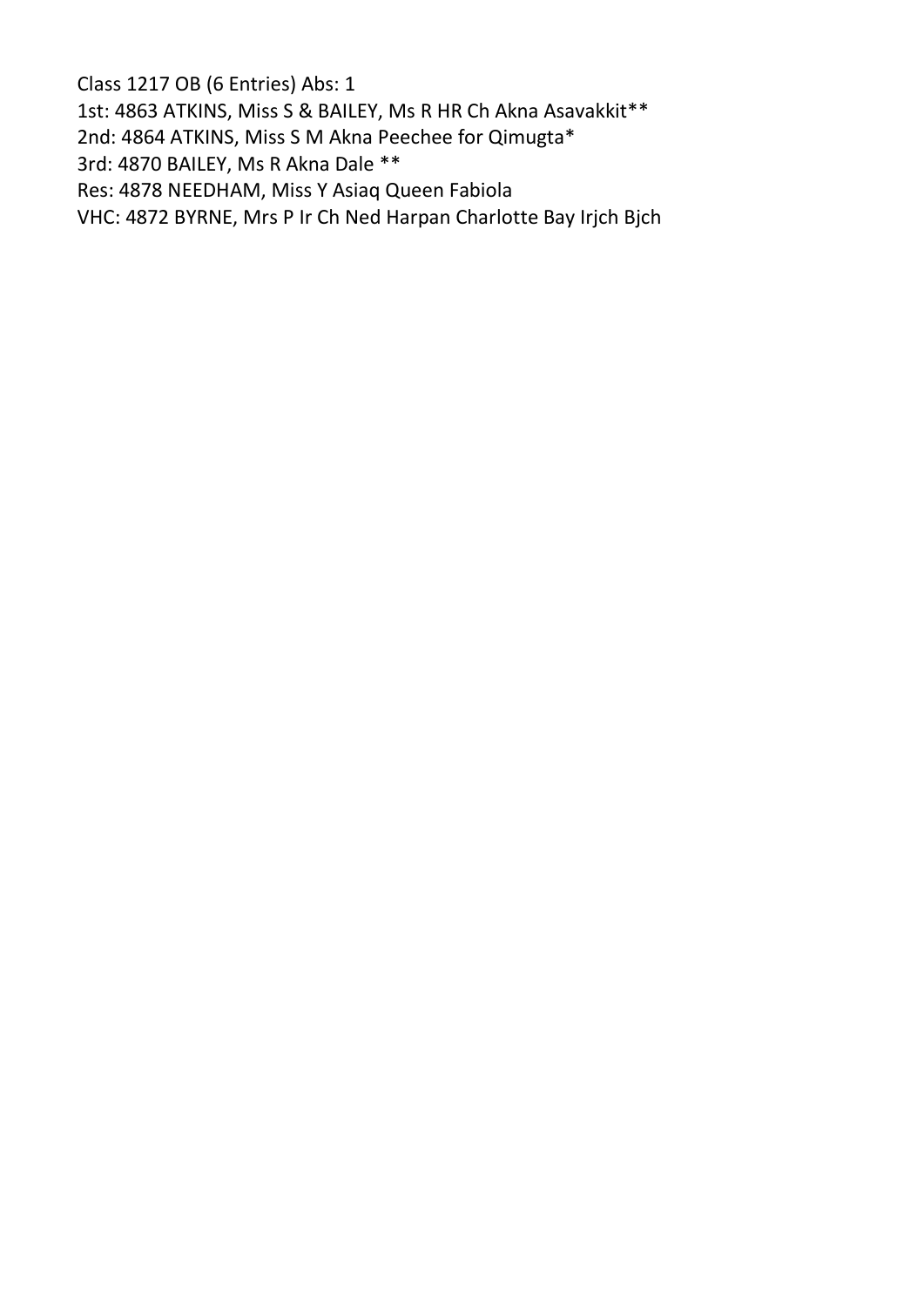Class 1217 OB (6 Entries) Abs: 1

1st: 4863 ATKINS, Miss S & BAILEY, Ms R HR Ch Akna Asavakkit**

2nd: 4864 ATKINS, Miss S M Akna Peechee for Qimugta*

3rd: 4870 BAILEY, Ms R Akna Dale **

Res: 4878 NEEDHAM, Miss Y Asiaq Queen Fabiola

VHC: 4872 BYRNE, Mrs P Ir Ch Ned Harpan Charlotte Bay Irjch Bjch